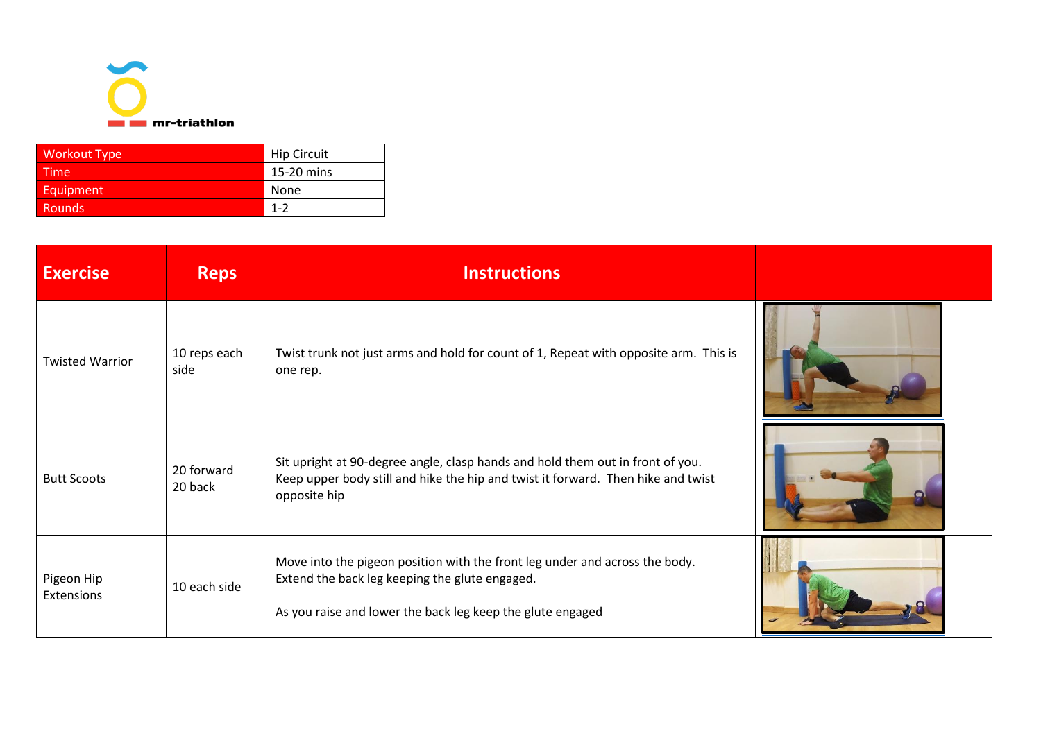mr-triathlon

| Workout Type | Hip Circuit |
|---|---|
| Time | 15-20 mins |
| Equipment | None |
| Rounds | 1-2 |

| Exercise | Reps | Instructions | |
|---|---|---|---|
| Twisted Warrior | 10 reps each side | Twist trunk not just arms and hold for count of 1, Repeat with opposite arm. This is one rep. | |
| Butt Scoots | 20 forward 20 back | Sit upright at 90-degree angle, clasp hands and hold them out in front of you. Keep upper body still and hike the hip and twist it forward. Then hike and twist opposite hip | |
| Pigeon Hip Extensions | 10 each side | Move into the pigeon position with the front leg under and across the body. Extend the back leg keeping the glute engaged. As you raise and lower the back leg keep the glute engaged | |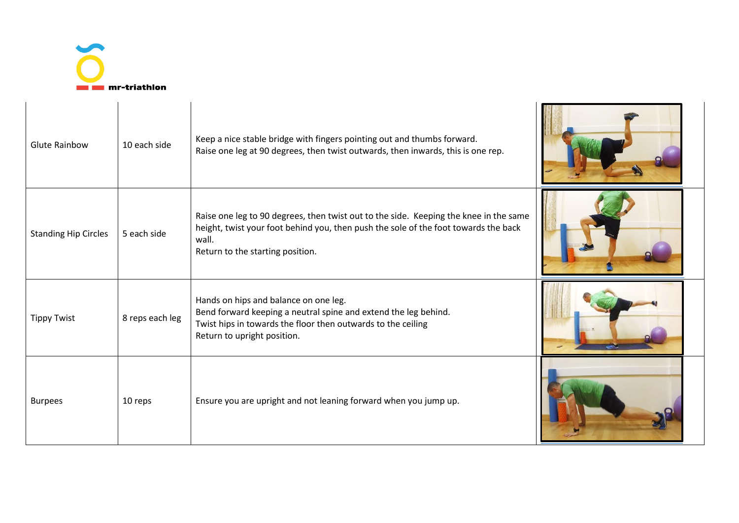| | | | |
|---|---|---|---|
| Glute Rainbow | 10 each side | Keep a nice stable bridge with fingers pointing out and thumbs forward.<br>Raise one leg at 90 degrees, then twist outwards, then inwards, this is one rep. | |
| Standing Hip Circles | 5 each side | Raise one leg to 90 degrees, then twist out to the side. Keeping the knee in the same height, twist your foot behind you, then push the sole of the foot towards the back wall.<br>Return to the starting position. | |
| Tippy Twist | 8 reps each leg | Hands on hips and balance on one leg.<br>Bend forward keeping a neutral spine and extend the leg behind.<br>Twist hips in towards the floor then outwards to the ceiling<br>Return to upright position. | |
| Burpees | 10 reps | Ensure you are upright and not leaning forward when you jump up. | |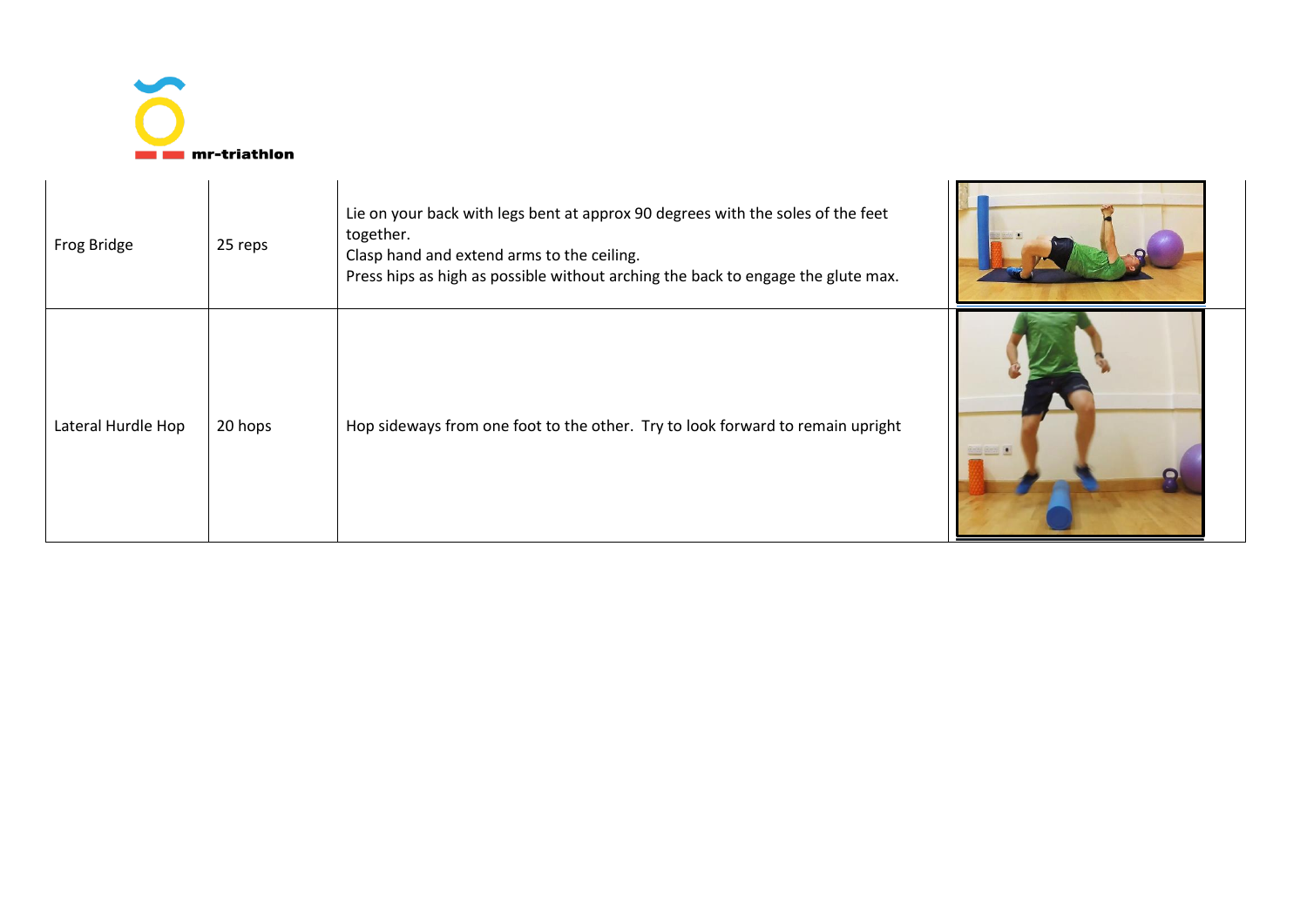| | | | |
|---|---|---|---|
| Frog Bridge | 25 reps | Lie on your back with legs bent at approx 90 degrees with the soles of the feet together.<br>Clasp hand and extend arms to the ceiling.<br>Press hips as high as possible without arching the back to engage the glute max. | |
| Lateral Hurdle Hop | 20 hops | Hop sideways from one foot to the other.  Try to look forward to remain upright | |